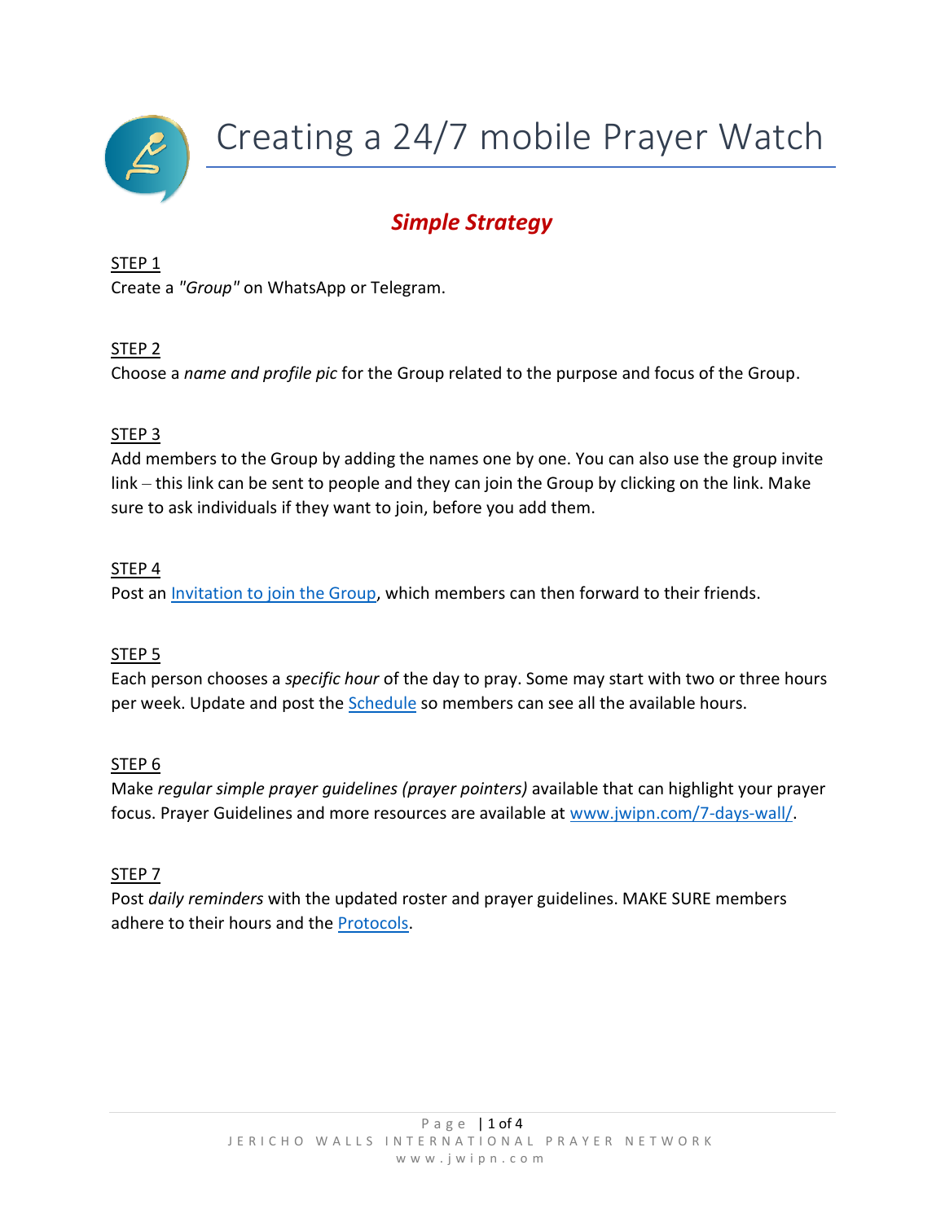# Creating a 24/7 mobile Prayer Watch

## *Simple Strategy*

STEP 1

Create a *"Group"* on WhatsApp or Telegram.

STEP 2

Choose a *name and profile pic* for the Group related to the purpose and focus of the Group.

STEP 3

Add members to the Group by adding the names one by one. You can also use the group invite link – this link can be sent to people and they can join the Group by clicking on the link. Make sure to ask individuals if they want to join, before you add them.

STEP 4

Post an Invitation to join the Group, which members can then forward to their friends.

STEP 5

Each person chooses a *specific hour* of the day to pray. Some may start with two or three hours per week. Update and post the Schedule so members can see all the available hours.

STEP 6

Make *regular simple prayer guidelines (prayer pointers)* available that can highlight your prayer focus. Prayer Guidelines and more resources are available at www.jwipn.com/7-days-wall/.

STEP 7

Post *daily reminders* with the updated roster and prayer guidelines. MAKE SURE members adhere to their hours and the Protocols.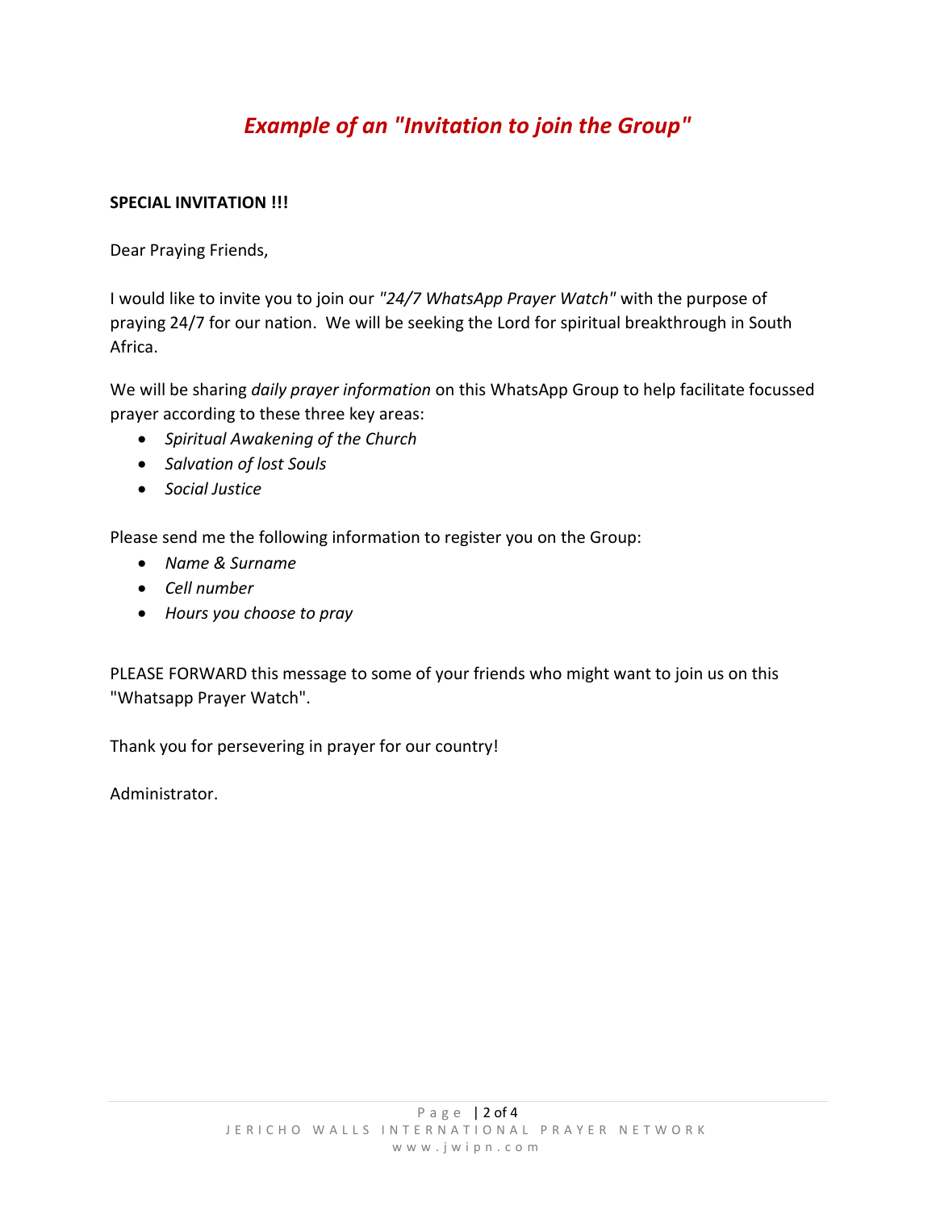## *Example of an "Invitation to join the Group"*

**SPECIAL INVITATION !!!**

Dear Praying Friends,

I would like to invite you to join our *"24/7 WhatsApp Prayer Watch"* with the purpose of praying 24/7 for our nation. We will be seeking the Lord for spiritual breakthrough in South Africa.

We will be sharing *daily prayer information* on this WhatsApp Group to help facilitate focussed prayer according to these three key areas:

- *Spiritual Awakening of the Church*
- *Salvation of lost Souls*
- *Social Justice*

Please send me the following information to register you on the Group:

- *Name & Surname*
- *Cell number*
- *Hours you choose to pray*

PLEASE FORWARD this message to some of your friends who might want to join us on this "Whatsapp Prayer Watch".

Thank you for persevering in prayer for our country!

Administrator.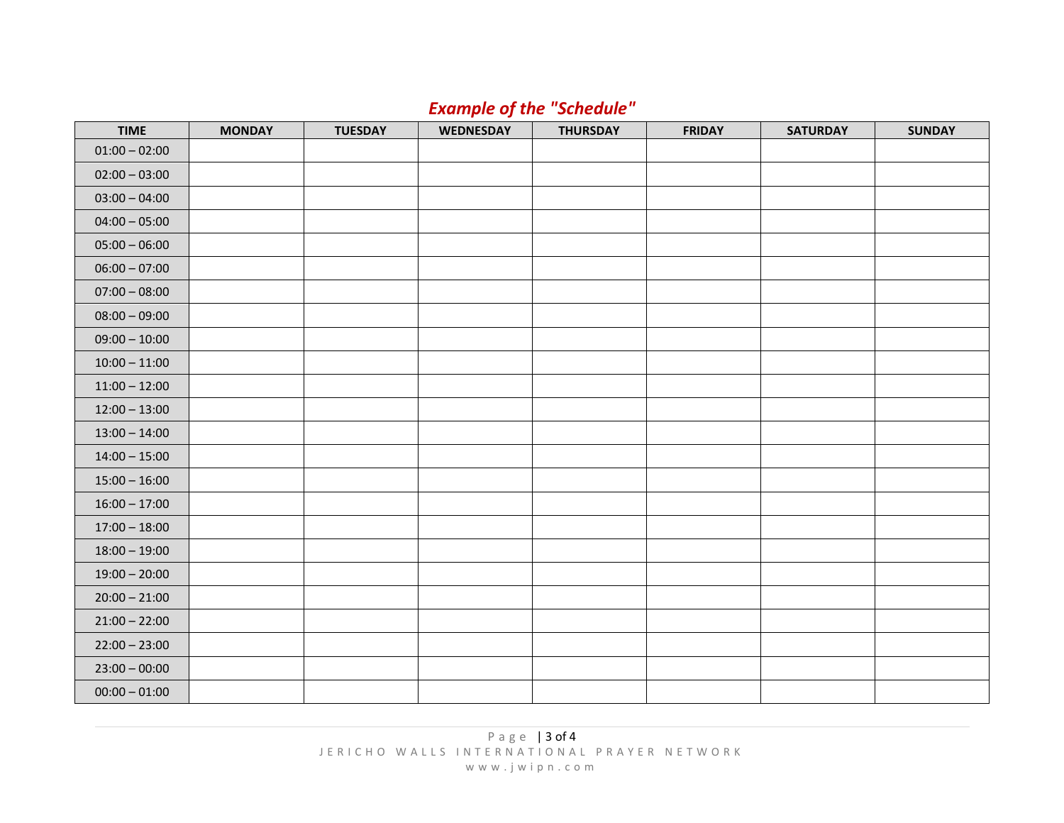***Example of the "Schedule"***

| TIME | MONDAY | TUESDAY | WEDNESDAY | THURSDAY | FRIDAY | SATURDAY | SUNDAY |
|---|---|---|---|---|---|---|---|
| 01:00 – 02:00 | | | | | | | |
| 02:00 – 03:00 | | | | | | | |
| 03:00 – 04:00 | | | | | | | |
| 04:00 – 05:00 | | | | | | | |
| 05:00 – 06:00 | | | | | | | |
| 06:00 – 07:00 | | | | | | | |
| 07:00 – 08:00 | | | | | | | |
| 08:00 – 09:00 | | | | | | | |
| 09:00 – 10:00 | | | | | | | |
| 10:00 – 11:00 | | | | | | | |
| 11:00 – 12:00 | | | | | | | |
| 12:00 – 13:00 | | | | | | | |
| 13:00 – 14:00 | | | | | | | |
| 14:00 – 15:00 | | | | | | | |
| 15:00 – 16:00 | | | | | | | |
| 16:00 – 17:00 | | | | | | | |
| 17:00 – 18:00 | | | | | | | |
| 18:00 – 19:00 | | | | | | | |
| 19:00 – 20:00 | | | | | | | |
| 20:00 – 21:00 | | | | | | | |
| 21:00 – 22:00 | | | | | | | |
| 22:00 – 23:00 | | | | | | | |
| 23:00 – 00:00 | | | | | | | |
| 00:00 – 01:00 | | | | | | | |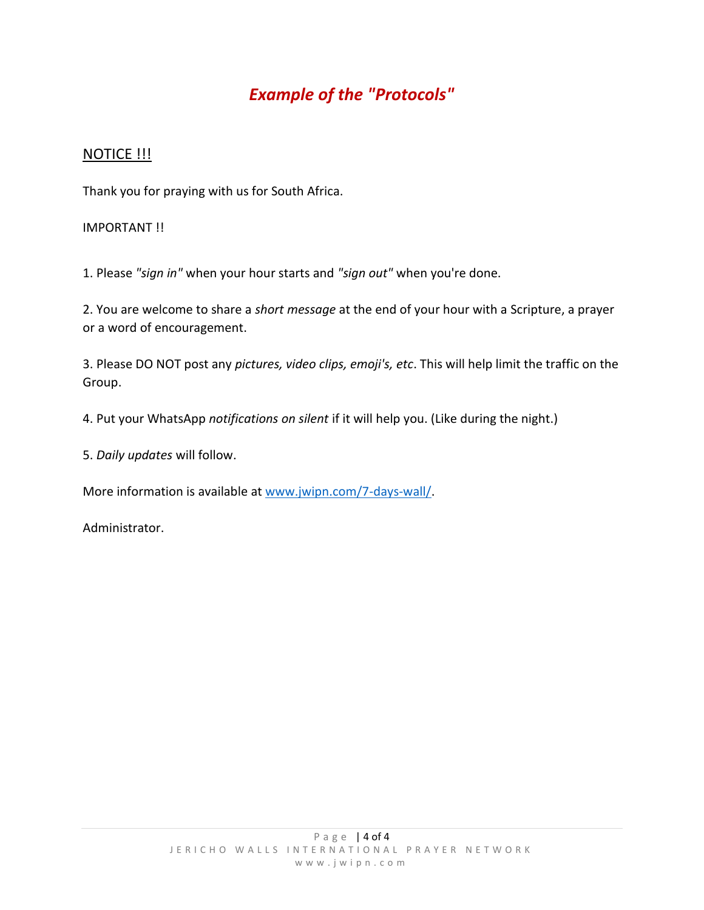# *Example of the "Protocols"*

NOTICE !!!

Thank you for praying with us for South Africa.

IMPORTANT !!

1. Please *"sign in"* when your hour starts and *"sign out"* when you're done.

2. You are welcome to share a *short message* at the end of your hour with a Scripture, a prayer or a word of encouragement.

3. Please DO NOT post any *pictures, video clips, emoji's, etc*. This will help limit the traffic on the Group.

4. Put your WhatsApp *notifications on silent* if it will help you. (Like during the night.)

5. *Daily updates* will follow.

More information is available at [www.jwipn.com/7-days-wall/](www.jwipn.com/7-days-wall/).

Administrator.